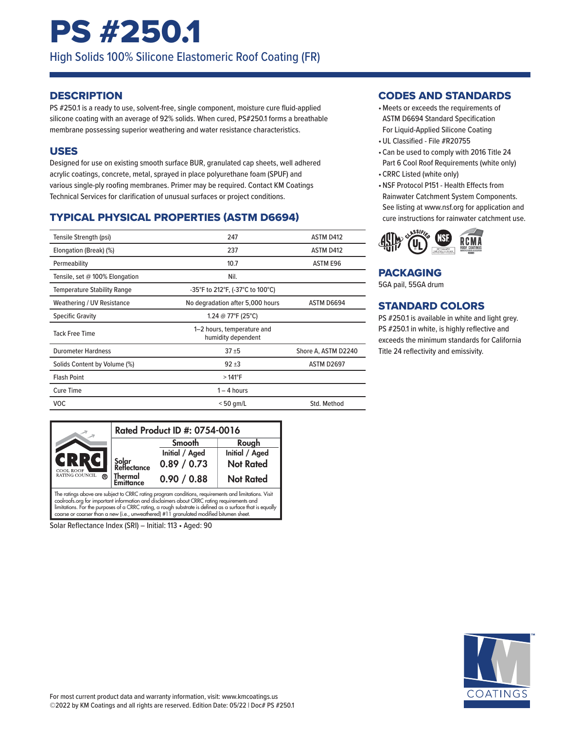# PS #250.1

High Solids 100% Silicone Elastomeric Roof Coating (FR)

## DESCRIPTION

PS #250.1 is a ready to use, solvent-free, single component, moisture cure fluid-applied silicone coating with an average of 92% solids. When cured, PS#250.1 forms a breathable membrane possessing superior weathering and water resistance characteristics.

## USES

Designed for use on existing smooth surface BUR, granulated cap sheets, well adhered acrylic coatings, concrete, metal, sprayed in place polyurethane foam (SPUF) and various single-ply roofing membranes. Primer may be required. Contact KM Coatings Technical Services for clarification of unusual surfaces or project conditions.

## TYPICAL PHYSICAL PROPERTIES (ASTM D6694)

| Property | Value | Test Method |
|---|---|---|
| Tensile Strength (psi) | 247 | ASTM D412 |
| Elongation (Break) (%) | 237 | ASTM D412 |
| Permeability | 10.7 | ASTM E96 |
| Tensile, set @ 100% Elongation | Nil. | |
| Temperature Stability Range | -35°F to 212°F, (-37°C to 100°C) | |
| Weathering / UV Resistance | No degradation after 5,000 hours | ASTM D6694 |
| Specific Gravity | 1.24 @ 77°F (25°C) | |
| Tack Free Time | 1–2 hours, temperature and humidity dependent | |
| Durometer Hardness | 37 ±5 | Shore A, ASTM D2240 |
| Solids Content by Volume (%) | 92 ±3 | ASTM D2697 |
| Flash Point | > 141°F | |
| Cure Time | 1 – 4 hours | |
| VOC | < 50 gm/L | Std. Method |

**CRRC – Cool Roof Rating Council — Rated Product ID #: 0754-0016**

| | Smooth Initial / Aged | Rough Initial / Aged |
|---|---|---|
| Solar Reflectance | 0.89 / 0.73 | Not Rated |
| Thermal Emittance | 0.90 / 0.88 | Not Rated |

The ratings above are subject to CRRC rating program conditions, requirements and limitations. Visit coolroofs.org for important information and disclaimers about CRRC rating requirements and limitations. For the purposes of a CRRC rating, a rough substrate is defined as a surface that is equally coarse or coarser than a new (i.e., unweathered) #11 granulated modified bitumen sheet.

Solar Reflectance Index (SRI) – Initial: 113 • Aged: 90

## CODES AND STANDARDS

- Meets or exceeds the requirements of ASTM D6694 Standard Specification For Liquid-Applied Silicone Coating
- UL Classified - File #R20755
- Can be used to comply with 2016 Title 24 Part 6 Cool Roof Requirements (white only)
- CRRC Listed (white only)
- NSF Protocol P151 - Health Effects from Rainwater Catchment System Components. See listing at www.nsf.org for application and cure instructions for rainwater catchment use.

## PACKAGING

5GA pail, 55GA drum

## STANDARD COLORS

PS #250.1 is available in white and light grey. PS #250.1 in white, is highly reflective and exceeds the minimum standards for California Title 24 reflectivity and emissivity.

For most current product data and warranty information, visit: www.kmcoatings.us
©2022 by KM Coatings and all rights are reserved. Edition Date: 05/22 | Doc# PS #250.1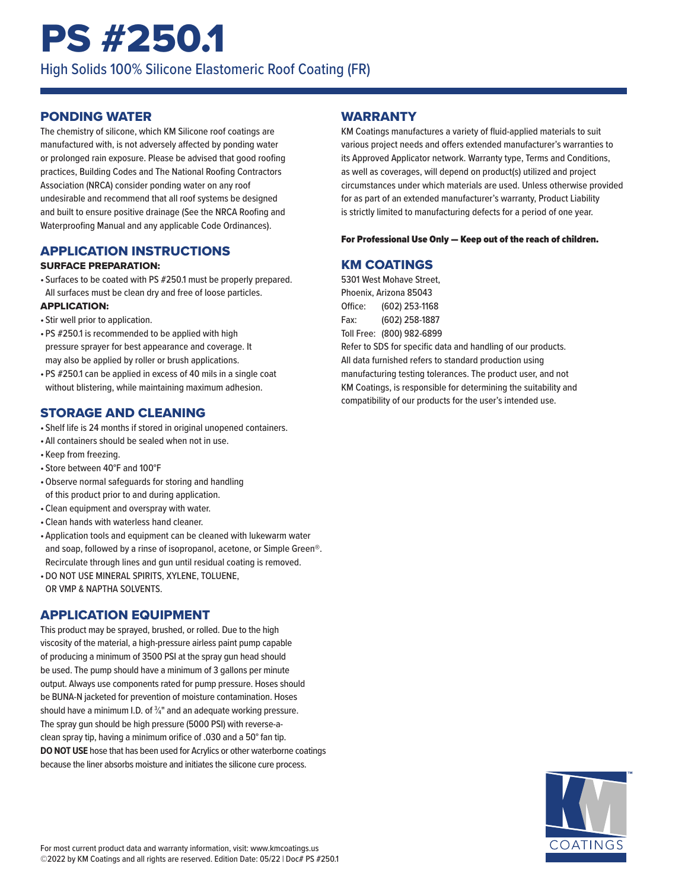# PS #250.1

High Solids 100% Silicone Elastomeric Roof Coating (FR)

## PONDING WATER

The chemistry of silicone, which KM Silicone roof coatings are manufactured with, is not adversely affected by ponding water or prolonged rain exposure. Please be advised that good roofing practices, Building Codes and The National Roofing Contractors Association (NRCA) consider ponding water on any roof undesirable and recommend that all roof systems be designed and built to ensure positive drainage (See the NRCA Roofing and Waterproofing Manual and any applicable Code Ordinances).

## APPLICATION INSTRUCTIONS

### SURFACE PREPARATION:

- Surfaces to be coated with PS #250.1 must be properly prepared. All surfaces must be clean dry and free of loose particles.

### APPLICATION:

- Stir well prior to application.
- PS #250.1 is recommended to be applied with high pressure sprayer for best appearance and coverage. It may also be applied by roller or brush applications.
- PS #250.1 can be applied in excess of 40 mils in a single coat without blistering, while maintaining maximum adhesion.

## STORAGE AND CLEANING

- Shelf life is 24 months if stored in original unopened containers.
- All containers should be sealed when not in use.
- Keep from freezing.
- Store between 40°F and 100°F
- Observe normal safeguards for storing and handling of this product prior to and during application.
- Clean equipment and overspray with water.
- Clean hands with waterless hand cleaner.
- Application tools and equipment can be cleaned with lukewarm water and soap, followed by a rinse of isopropanol, acetone, or Simple Green®. Recirculate through lines and gun until residual coating is removed.
- DO NOT USE MINERAL SPIRITS, XYLENE, TOLUENE, OR VMP & NAPTHA SOLVENTS.

## APPLICATION EQUIPMENT

This product may be sprayed, brushed, or rolled. Due to the high viscosity of the material, a high-pressure airless paint pump capable of producing a minimum of 3500 PSI at the spray gun head should be used. The pump should have a minimum of 3 gallons per minute output. Always use components rated for pump pressure. Hoses should be BUNA-N jacketed for prevention of moisture contamination. Hoses should have a minimum I.D. of ¾" and an adequate working pressure. The spray gun should be high pressure (5000 PSI) with reverse-a-clean spray tip, having a minimum orifice of .030 and a 50° fan tip. **DO NOT USE** hose that has been used for Acrylics or other waterborne coatings because the liner absorbs moisture and initiates the silicone cure process.

## WARRANTY

KM Coatings manufactures a variety of fluid-applied materials to suit various project needs and offers extended manufacturer's warranties to its Approved Applicator network. Warranty type, Terms and Conditions, as well as coverages, will depend on product(s) utilized and project circumstances under which materials are used. Unless otherwise provided for as part of an extended manufacturer's warranty, Product Liability is strictly limited to manufacturing defects for a period of one year.

**For Professional Use Only — Keep out of the reach of children.**

## KM COATINGS

5301 West Mohave Street,
Phoenix, Arizona 85043
Office: (602) 253-1168
Fax: (602) 258-1887
Toll Free: (800) 982-6899

Refer to SDS for specific data and handling of our products. All data furnished refers to standard production using manufacturing testing tolerances. The product user, and not KM Coatings, is responsible for determining the suitability and compatibility of our products for the user's intended use.

For most current product data and warranty information, visit: www.kmcoatings.us
©2022 by KM Coatings and all rights are reserved. Edition Date: 05/22 | Doc# PS #250.1